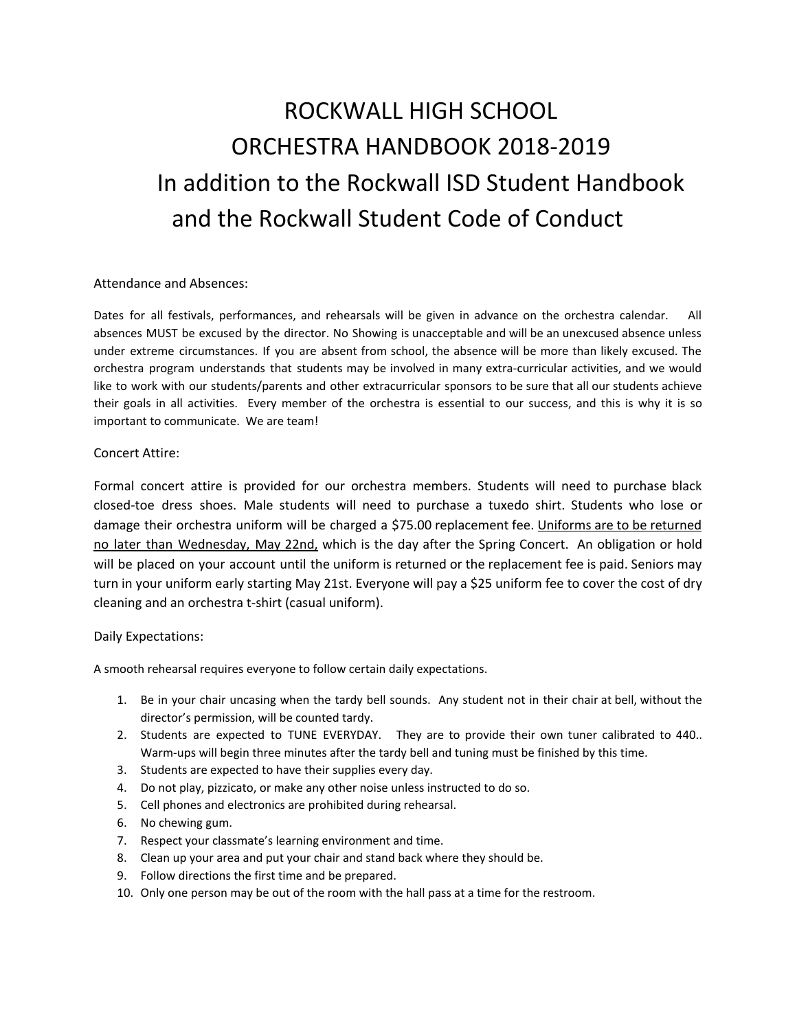# ROCKWALL HIGH SCHOOL
# ORCHESTRA HANDBOOK 2018-2019
# In addition to the Rockwall ISD Student Handbook and the Rockwall Student Code of Conduct

## Attendance and Absences:

Dates for all festivals, performances, and rehearsals will be given in advance on the orchestra calendar. All absences MUST be excused by the director. No Showing is unacceptable and will be an unexcused absence unless under extreme circumstances. If you are absent from school, the absence will be more than likely excused. The orchestra program understands that students may be involved in many extra-curricular activities, and we would like to work with our students/parents and other extracurricular sponsors to be sure that all our students achieve their goals in all activities. Every member of the orchestra is essential to our success, and this is why it is so important to communicate. We are team!

## Concert Attire:

Formal concert attire is provided for our orchestra members. Students will need to purchase black closed-toe dress shoes. Male students will need to purchase a tuxedo shirt. Students who lose or damage their orchestra uniform will be charged a $75.00 replacement fee. <u>Uniforms are to be returned no later than Wednesday, May 22nd,</u> which is the day after the Spring Concert. An obligation or hold will be placed on your account until the uniform is returned or the replacement fee is paid. Seniors may turn in your uniform early starting May 21st. Everyone will pay a $25 uniform fee to cover the cost of dry cleaning and an orchestra t-shirt (casual uniform).

## Daily Expectations:

A smooth rehearsal requires everyone to follow certain daily expectations.

1. Be in your chair uncasing when the tardy bell sounds. Any student not in their chair at bell, without the director's permission, will be counted tardy.
2. Students are expected to TUNE EVERYDAY. They are to provide their own tuner calibrated to 440.. Warm-ups will begin three minutes after the tardy bell and tuning must be finished by this time.
3. Students are expected to have their supplies every day.
4. Do not play, pizzicato, or make any other noise unless instructed to do so.
5. Cell phones and electronics are prohibited during rehearsal.
6. No chewing gum.
7. Respect your classmate's learning environment and time.
8. Clean up your area and put your chair and stand back where they should be.
9. Follow directions the first time and be prepared.
10. Only one person may be out of the room with the hall pass at a time for the restroom.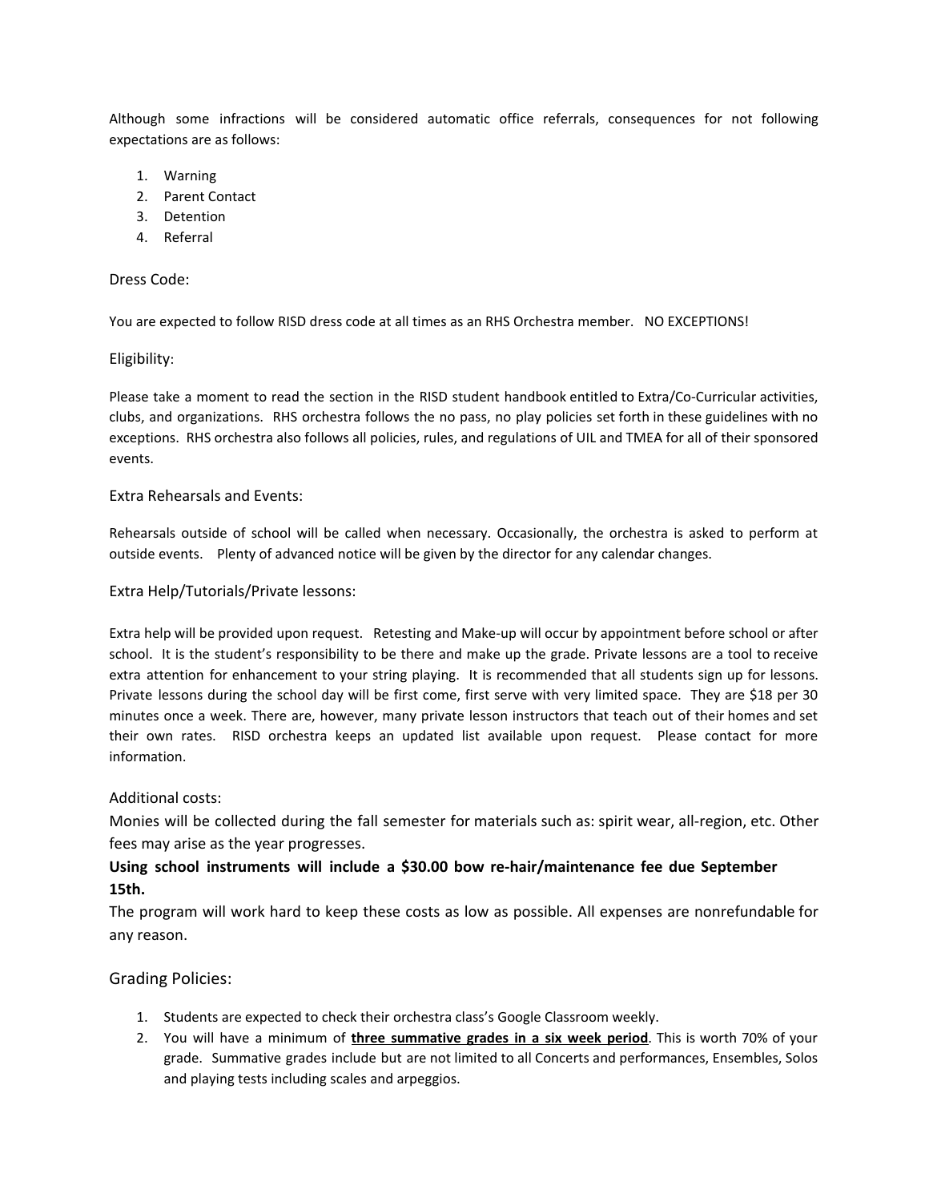Although some infractions will be considered automatic office referrals, consequences for not following expectations are as follows:

1. Warning
2. Parent Contact
3. Detention
4. Referral

## Dress Code:

You are expected to follow RISD dress code at all times as an RHS Orchestra member. NO EXCEPTIONS!

## Eligibility:

Please take a moment to read the section in the RISD student handbook entitled to Extra/Co-Curricular activities, clubs, and organizations. RHS orchestra follows the no pass, no play policies set forth in these guidelines with no exceptions. RHS orchestra also follows all policies, rules, and regulations of UIL and TMEA for all of their sponsored events.

## Extra Rehearsals and Events:

Rehearsals outside of school will be called when necessary. Occasionally, the orchestra is asked to perform at outside events. Plenty of advanced notice will be given by the director for any calendar changes.

## Extra Help/Tutorials/Private lessons:

Extra help will be provided upon request. Retesting and Make-up will occur by appointment before school or after school. It is the student's responsibility to be there and make up the grade. Private lessons are a tool to receive extra attention for enhancement to your string playing. It is recommended that all students sign up for lessons. Private lessons during the school day will be first come, first serve with very limited space. They are $18 per 30 minutes once a week. There are, however, many private lesson instructors that teach out of their homes and set their own rates. RISD orchestra keeps an updated list available upon request. Please contact for more information.

## Additional costs:

Monies will be collected during the fall semester for materials such as: spirit wear, all-region, etc. Other fees may arise as the year progresses.

**Using school instruments will include a $30.00 bow re-hair/maintenance fee due September 15th.**

The program will work hard to keep these costs as low as possible. All expenses are nonrefundable for any reason.

## Grading Policies:

1. Students are expected to check their orchestra class's Google Classroom weekly.
2. You will have a minimum of **<u>three summative grades in a six week period</u>**. This is worth 70% of your grade. Summative grades include but are not limited to all Concerts and performances, Ensembles, Solos and playing tests including scales and arpeggios.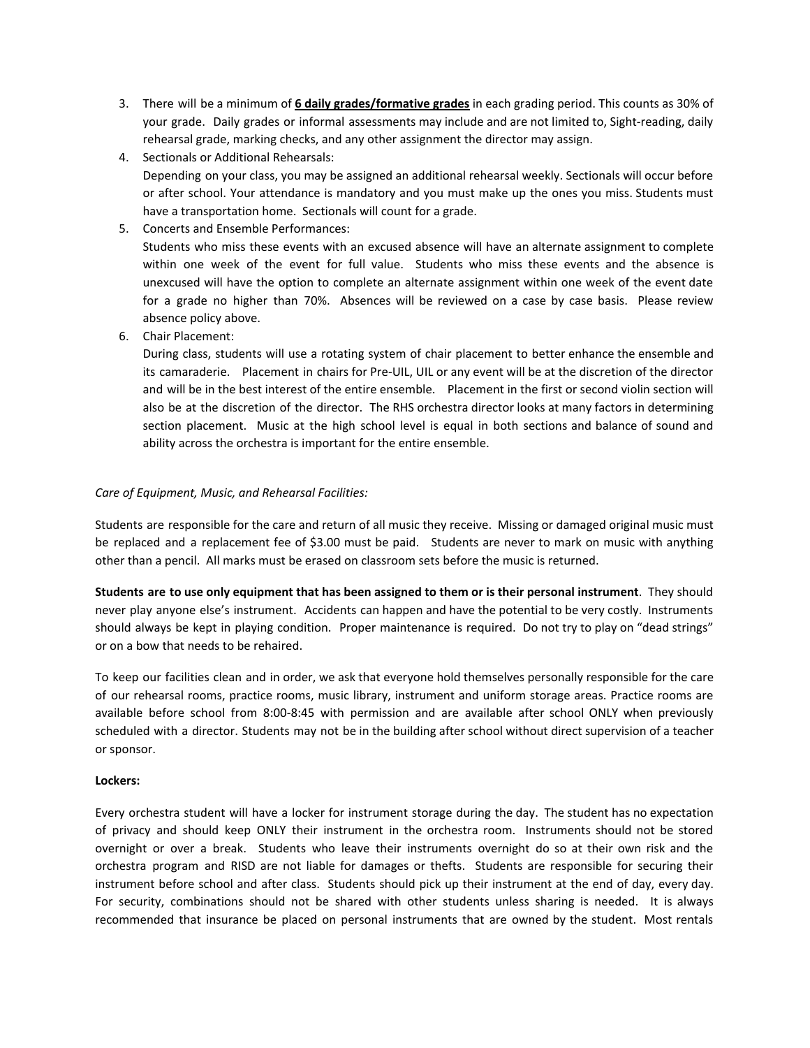3. There will be a minimum of **<u>6 daily grades/formative grades</u>** in each grading period. This counts as 30% of your grade. Daily grades or informal assessments may include and are not limited to, Sight-reading, daily rehearsal grade, marking checks, and any other assignment the director may assign.
4. Sectionals or Additional Rehearsals:
   Depending on your class, you may be assigned an additional rehearsal weekly. Sectionals will occur before or after school. Your attendance is mandatory and you must make up the ones you miss. Students must have a transportation home. Sectionals will count for a grade.
5. Concerts and Ensemble Performances:
   Students who miss these events with an excused absence will have an alternate assignment to complete within one week of the event for full value. Students who miss these events and the absence is unexcused will have the option to complete an alternate assignment within one week of the event date for a grade no higher than 70%. Absences will be reviewed on a case by case basis. Please review absence policy above.
6. Chair Placement:
   During class, students will use a rotating system of chair placement to better enhance the ensemble and its camaraderie. Placement in chairs for Pre-UIL, UIL or any event will be at the discretion of the director and will be in the best interest of the entire ensemble. Placement in the first or second violin section will also be at the discretion of the director. The RHS orchestra director looks at many factors in determining section placement. Music at the high school level is equal in both sections and balance of sound and ability across the orchestra is important for the entire ensemble.

*Care of Equipment, Music, and Rehearsal Facilities:*

Students are responsible for the care and return of all music they receive. Missing or damaged original music must be replaced and a replacement fee of $3.00 must be paid. Students are never to mark on music with anything other than a pencil. All marks must be erased on classroom sets before the music is returned.

**Students are to use only equipment that has been assigned to them or is their personal instrument**. They should never play anyone else's instrument. Accidents can happen and have the potential to be very costly. Instruments should always be kept in playing condition. Proper maintenance is required. Do not try to play on "dead strings" or on a bow that needs to be rehaired.

To keep our facilities clean and in order, we ask that everyone hold themselves personally responsible for the care of our rehearsal rooms, practice rooms, music library, instrument and uniform storage areas. Practice rooms are available before school from 8:00-8:45 with permission and are available after school ONLY when previously scheduled with a director. Students may not be in the building after school without direct supervision of a teacher or sponsor.

**Lockers:**

Every orchestra student will have a locker for instrument storage during the day. The student has no expectation of privacy and should keep ONLY their instrument in the orchestra room. Instruments should not be stored overnight or over a break. Students who leave their instruments overnight do so at their own risk and the orchestra program and RISD are not liable for damages or thefts. Students are responsible for securing their instrument before school and after class. Students should pick up their instrument at the end of day, every day. For security, combinations should not be shared with other students unless sharing is needed. It is always recommended that insurance be placed on personal instruments that are owned by the student. Most rentals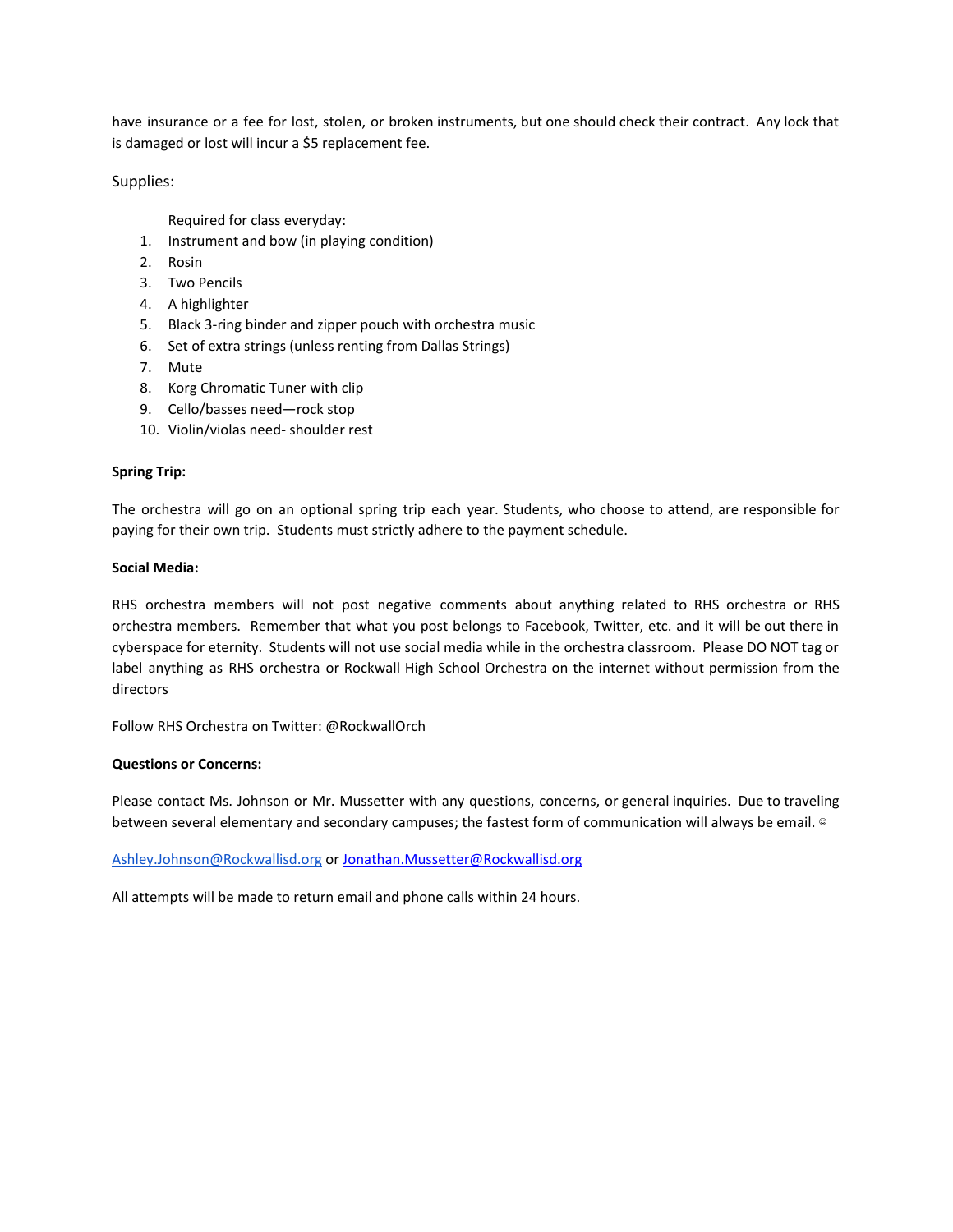have insurance or a fee for lost, stolen, or broken instruments, but one should check their contract. Any lock that is damaged or lost will incur a $5 replacement fee.

Supplies:

Required for class everyday:

1. Instrument and bow (in playing condition)
2. Rosin
3. Two Pencils
4. A highlighter
5. Black 3-ring binder and zipper pouch with orchestra music
6. Set of extra strings (unless renting from Dallas Strings)
7. Mute
8. Korg Chromatic Tuner with clip
9. Cello/basses need—rock stop
10. Violin/violas need- shoulder rest

**Spring Trip:**

The orchestra will go on an optional spring trip each year. Students, who choose to attend, are responsible for paying for their own trip. Students must strictly adhere to the payment schedule.

**Social Media:**

RHS orchestra members will not post negative comments about anything related to RHS orchestra or RHS orchestra members. Remember that what you post belongs to Facebook, Twitter, etc. and it will be out there in cyberspace for eternity. Students will not use social media while in the orchestra classroom. Please DO NOT tag or label anything as RHS orchestra or Rockwall High School Orchestra on the internet without permission from the directors

Follow RHS Orchestra on Twitter: @RockwallOrch

**Questions or Concerns:**

Please contact Ms. Johnson or Mr. Mussetter with any questions, concerns, or general inquiries. Due to traveling between several elementary and secondary campuses; the fastest form of communication will always be email. ☺

Ashley.Johnson@Rockwallisd.org or Jonathan.Mussetter@Rockwallisd.org

All attempts will be made to return email and phone calls within 24 hours.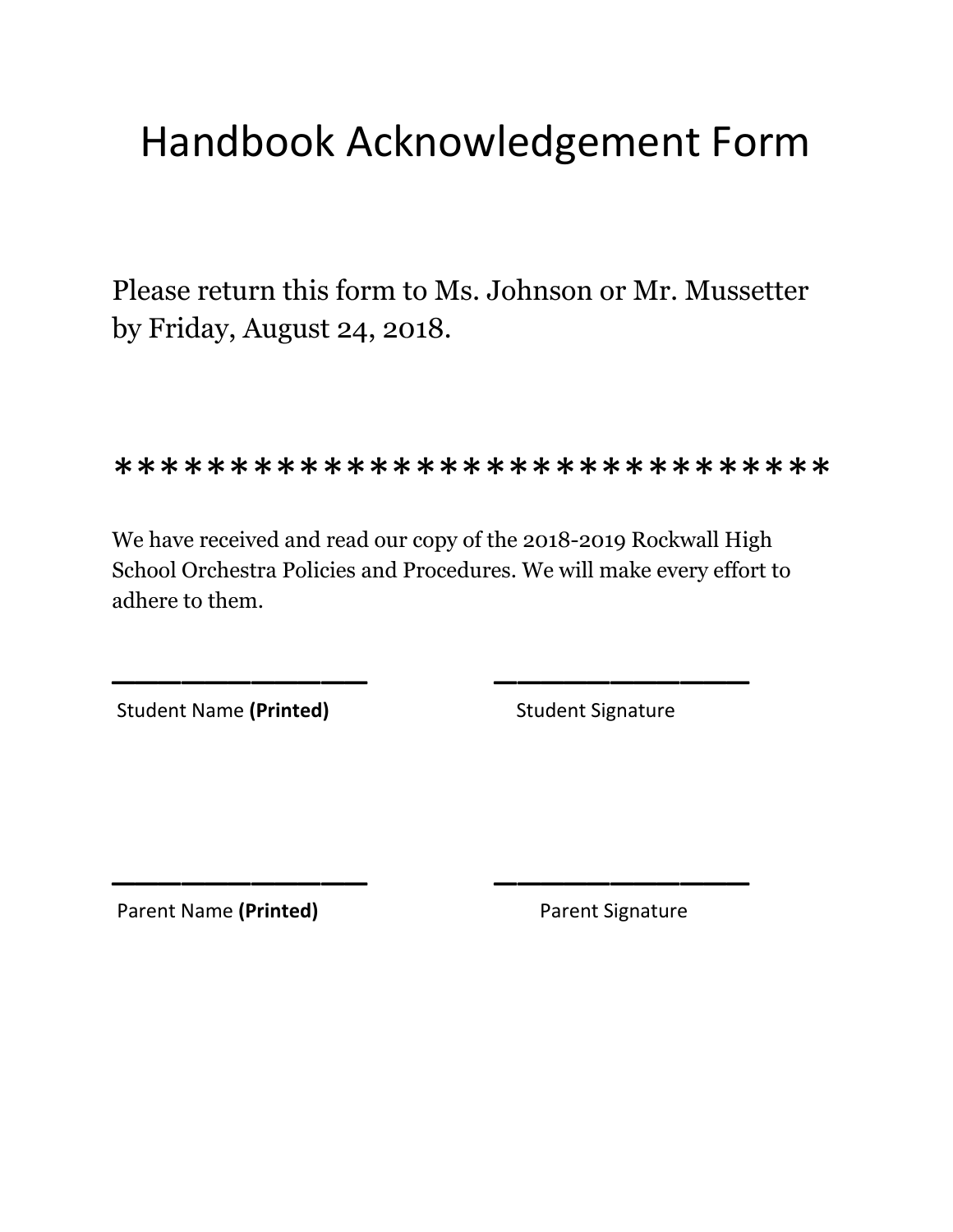# Handbook Acknowledgement Form

Please return this form to Ms. Johnson or Mr. Mussetter by Friday, August 24, 2018.

**********************************

We have received and read our copy of the 2018-2019 Rockwall High School Orchestra Policies and Procedures. We will make every effort to adhere to them.

______________ ______________

Student Name **(Printed)** Student Signature

______________ ______________

Parent Name **(Printed)** Parent Signature